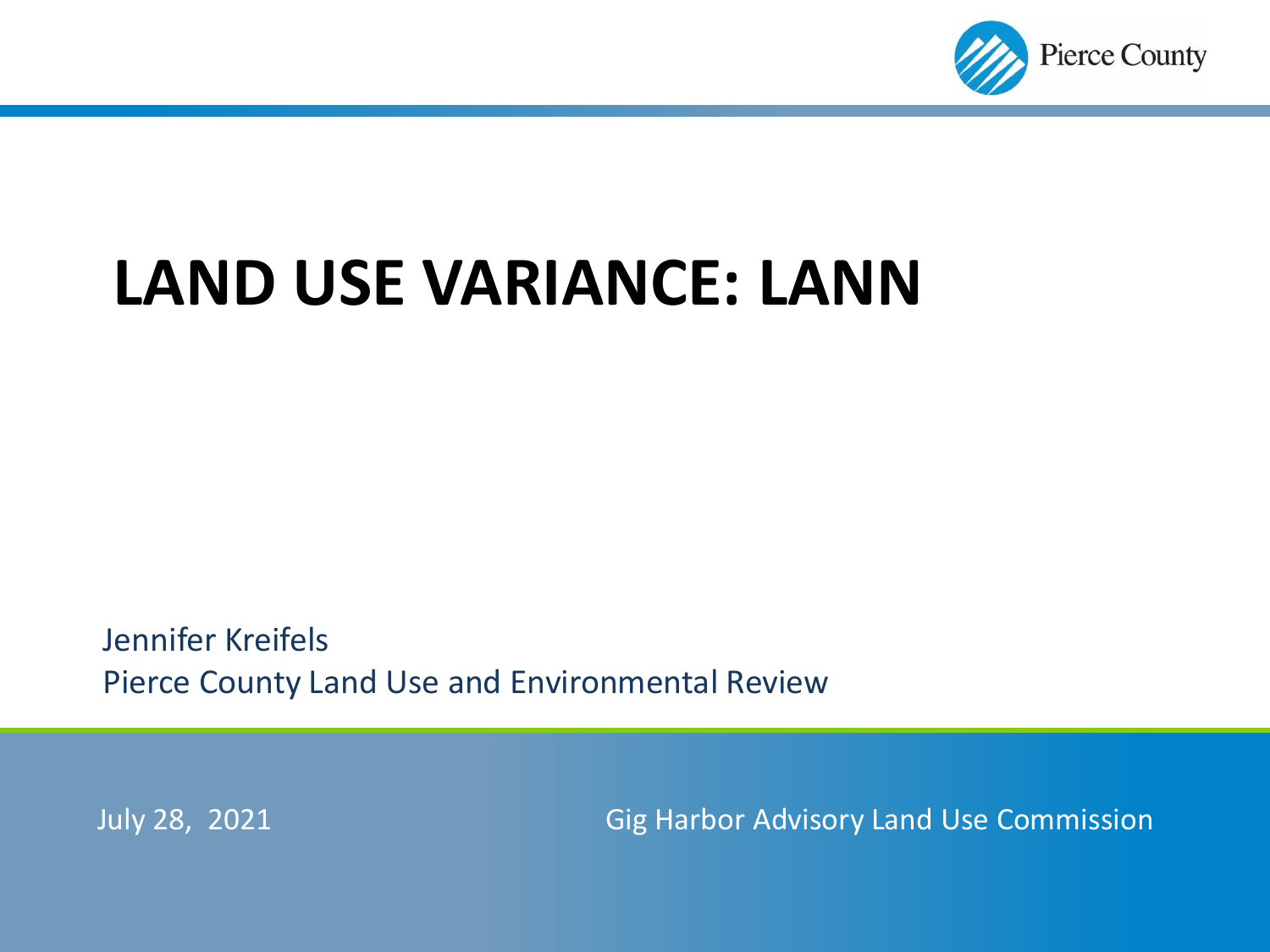# LAND USE VARIANCE: LANN

Jennifer Kreifels
Pierce County Land Use and Environmental Review

July 28, 2021

Gig Harbor Advisory Land Use Commission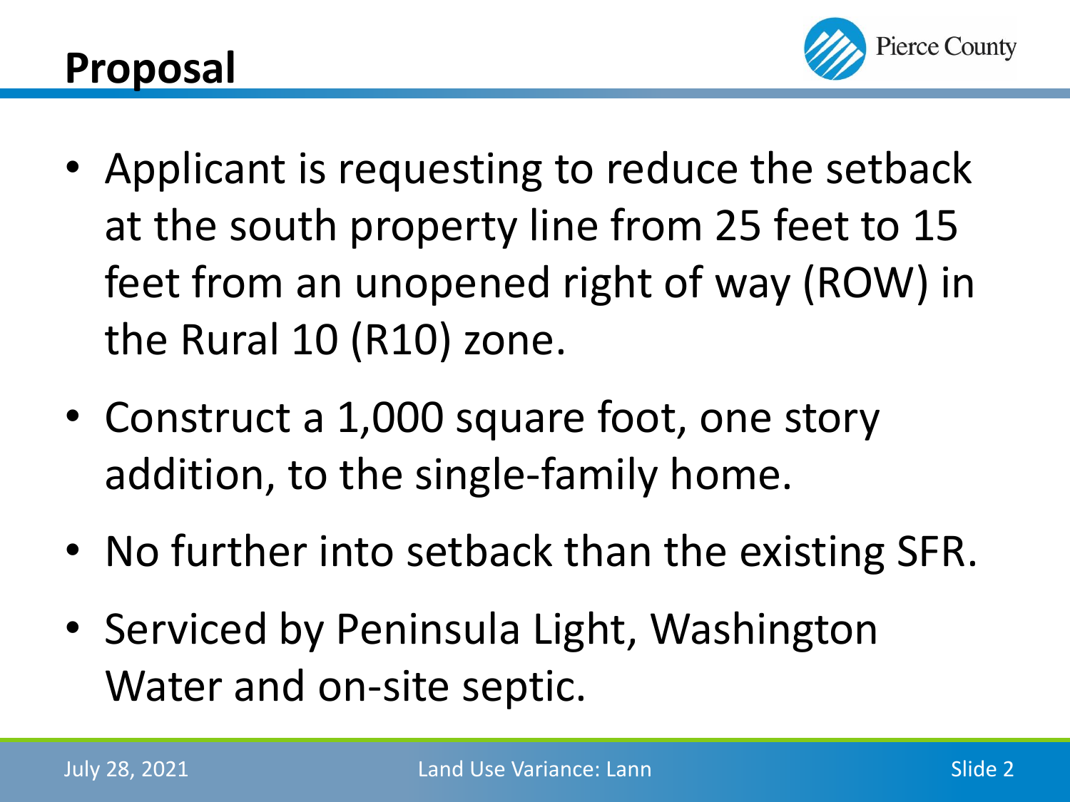# Proposal

- Applicant is requesting to reduce the setback at the south property line from 25 feet to 15 feet from an unopened right of way (ROW) in the Rural 10 (R10) zone.
- Construct a 1,000 square foot, one story addition, to the single-family home.
- No further into setback than the existing SFR.
- Serviced by Peninsula Light, Washington Water and on-site septic.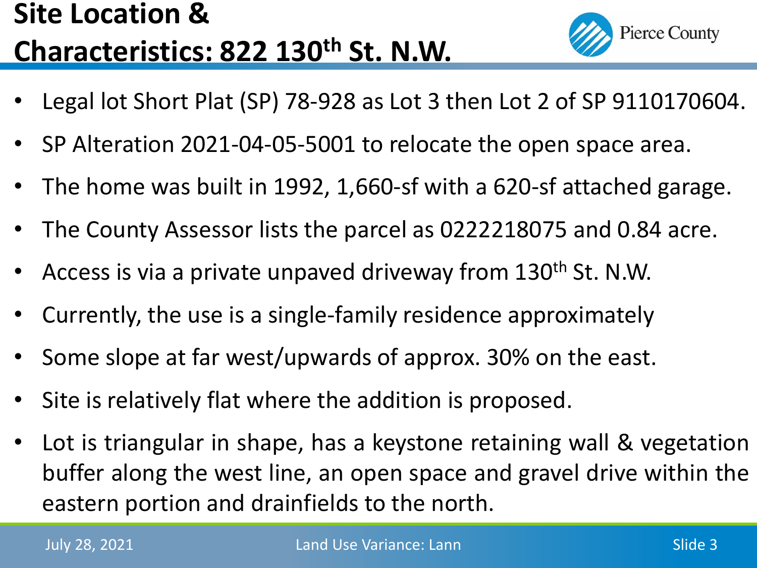# Site Location & Characteristics: 822 130th St. N.W.

- Legal lot Short Plat (SP) 78-928 as Lot 3 then Lot 2 of SP 9110170604.
- SP Alteration 2021-04-05-5001 to relocate the open space area.
- The home was built in 1992, 1,660-sf with a 620-sf attached garage.
- The County Assessor lists the parcel as 0222218075 and 0.84 acre.
- Access is via a private unpaved driveway from 130th St. N.W.
- Currently, the use is a single-family residence approximately
- Some slope at far west/upwards of approx. 30% on the east.
- Site is relatively flat where the addition is proposed.
- Lot is triangular in shape, has a keystone retaining wall & vegetation buffer along the west line, an open space and gravel drive within the eastern portion and drainfields to the north.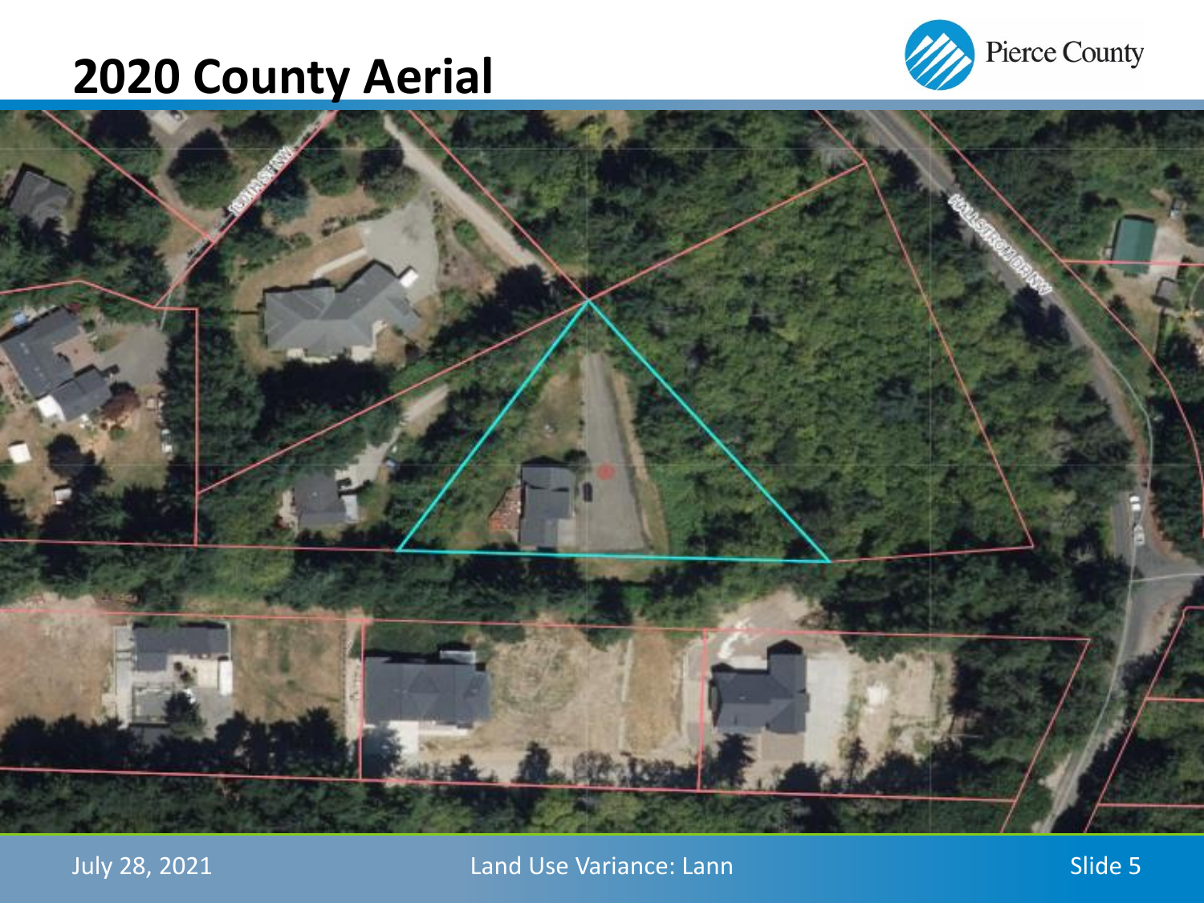# 2020 County Aerial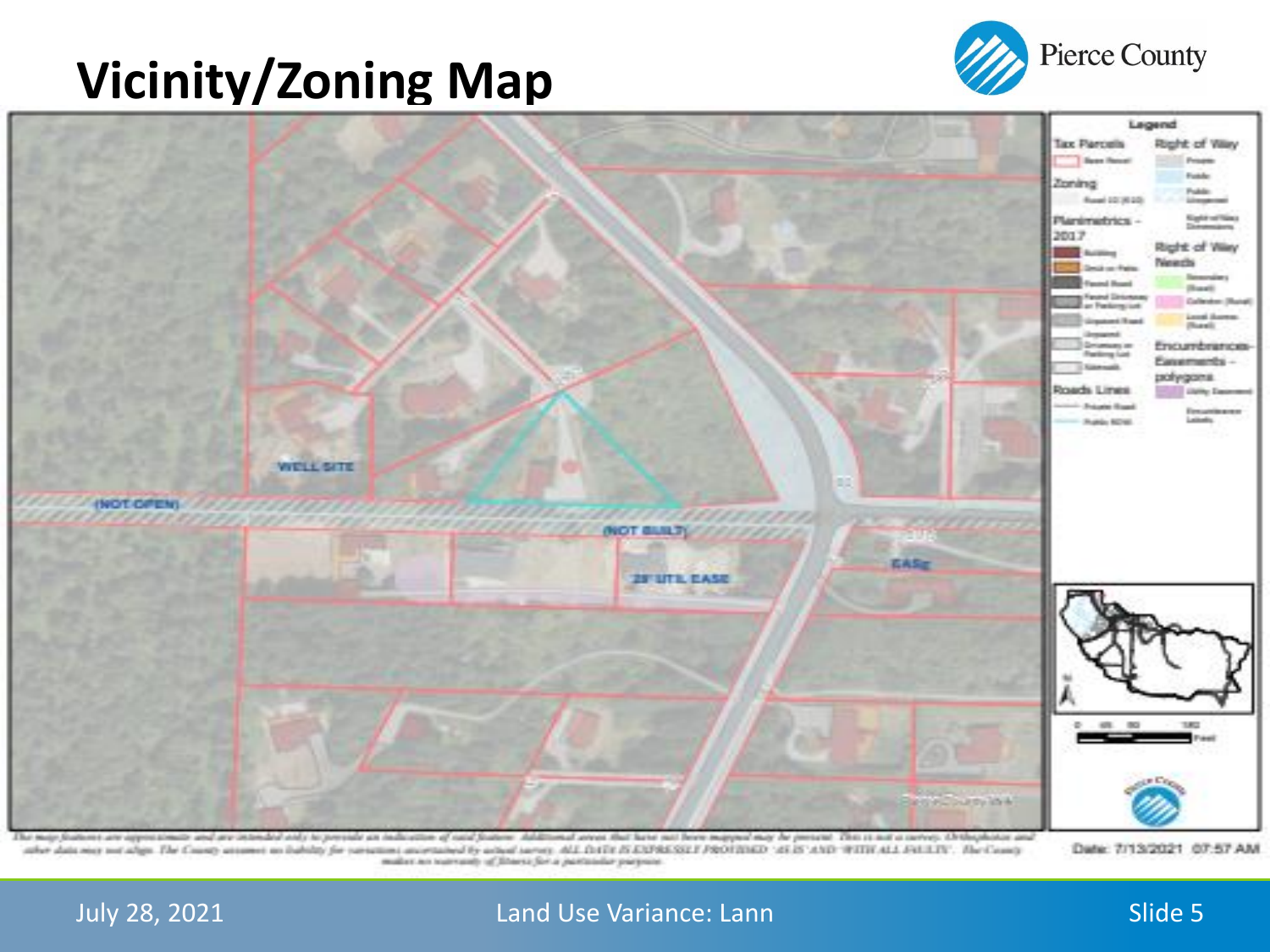# Vicinity/Zoning Map

Pierce County

WELL SITE

(NOT OPEN)

(NOT BUILT)

20' UTIL EASE

EASE

Legend

Tax Parcels

Zoning

Planimetrics - 2017

Roads Lines

Right of Way

Right of Way Needs

Encumbrances-Easements - polygons

The map features are approximate and are intended only to provide an indication of said feature. Additional areas that have not been mapped may be present. This is not a survey. Orthophotos and other data may not align. The County assumes no liability for variations ascertained by actual survey. ALL DATA IS EXPRESSLY PROVIDED 'AS IS' AND 'WITH ALL FAULTS'. The County makes no warranty of fitness for a particular purpose.

Date: 7/13/2021 07:57 AM

July 28, 2021 | Land Use Variance: Lann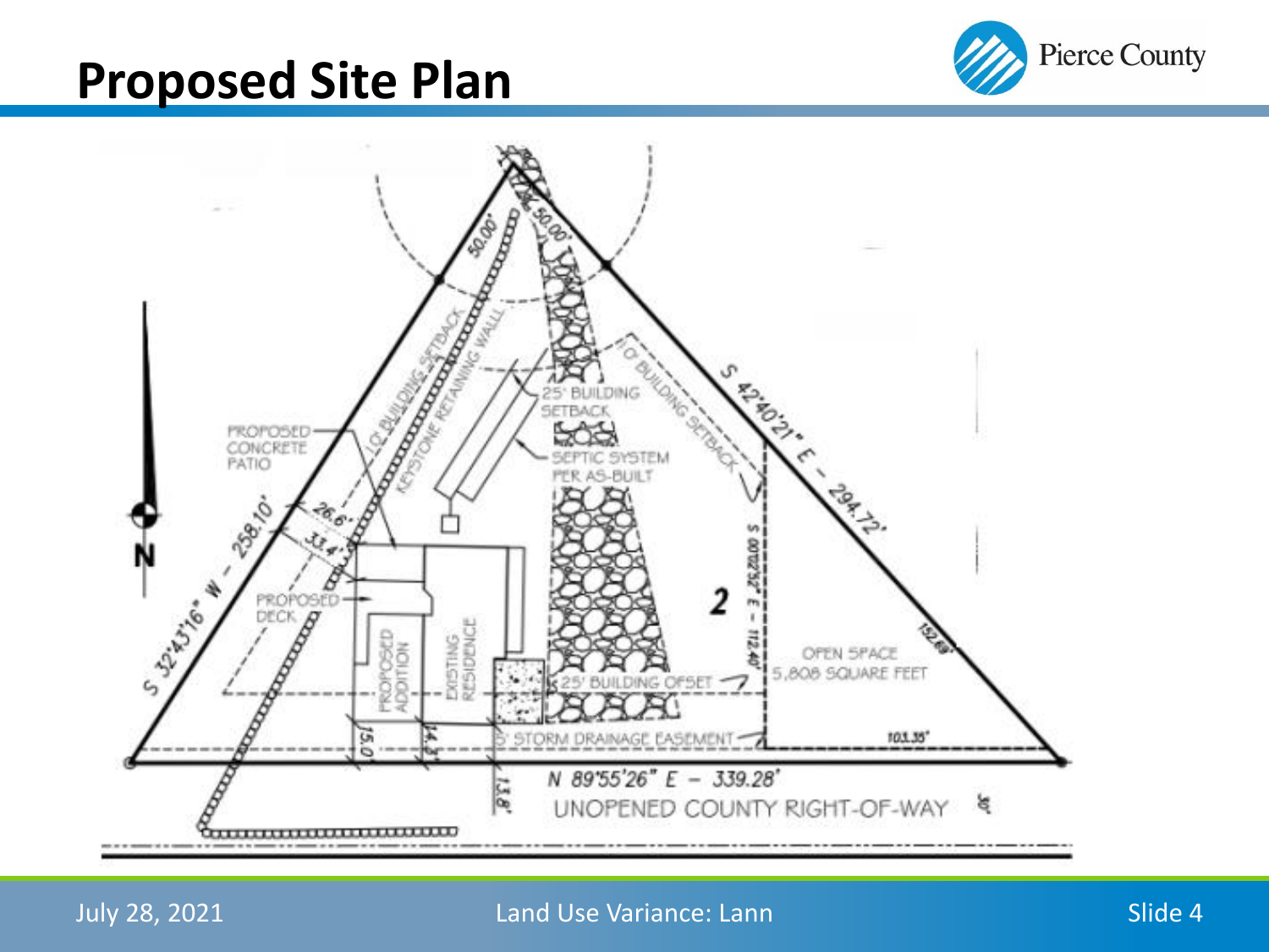# Proposed Site Plan

50.00'

50.00'

10' BUILDING SETBACK

KEYSTONE RETAINING WALL

10' BUILDING SETBACK

S 42°40'21" E – 294.72'

25' BUILDING SETBACK

SEPTIC SYSTEM PER AS-BUILT

PROPOSED CONCRETE PATIO

S 32°43'16" W – 258.10'

26.6'

33.4'

PROPOSED DECK

N

S 00°25'02" E – 112.40'

2

152.69'

PROPOSED ADDITION

EXISTING RESIDENCE

25' BUILDING OFFSET

OPEN SPACE 5,808 SQUARE FEET

15.0'

14.3'

5' STORM DRAINAGE EASEMENT

103.35'

N 89°55'26" E – 339.28'

13.8'

UNOPENED COUNTY RIGHT-OF-WAY

30'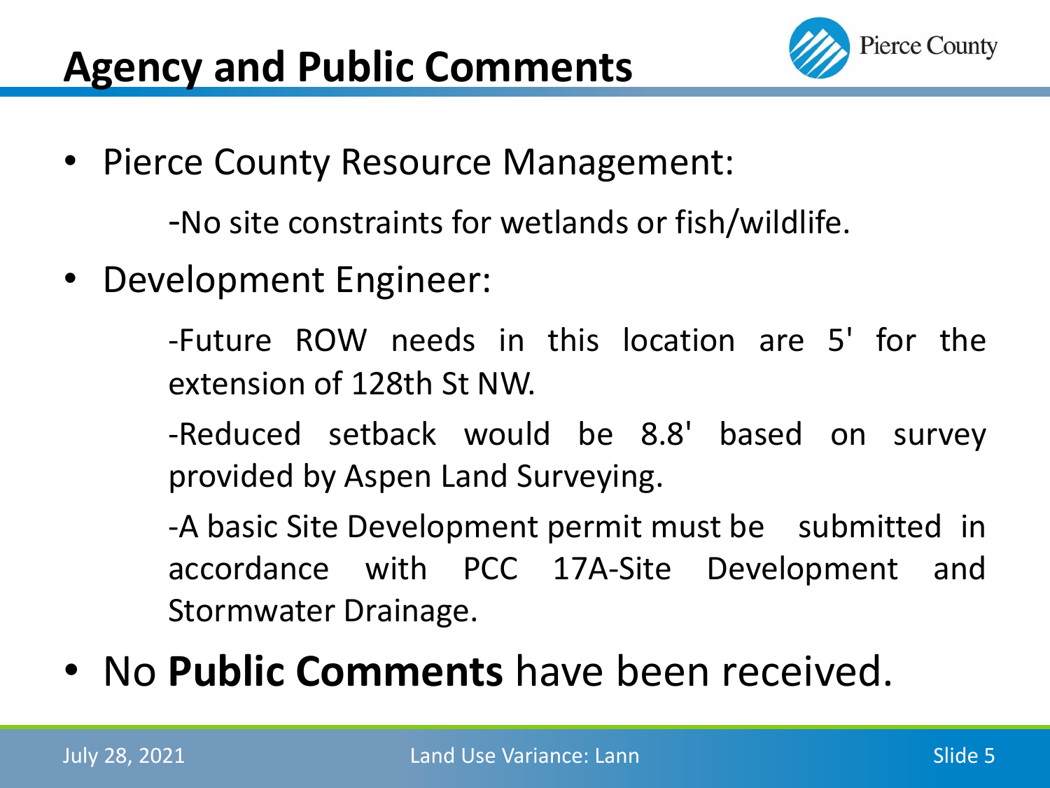# Agency and Public Comments

- Pierce County Resource Management:

  -No site constraints for wetlands or fish/wildlife.

- Development Engineer:

  -Future ROW needs in this location are 5' for the extension of 128th St NW.

  -Reduced setback would be 8.8' based on survey provided by Aspen Land Surveying.

  -A basic Site Development permit must be submitted in accordance with PCC 17A-Site Development and Stormwater Drainage.

- No **Public Comments** have been received.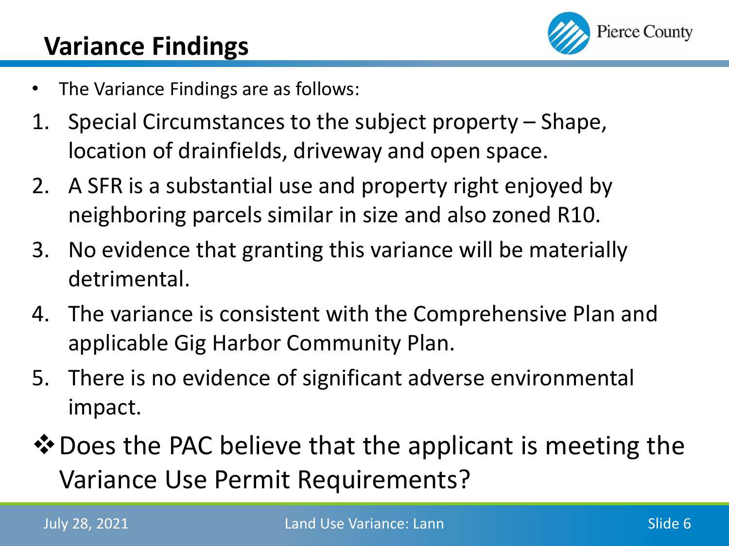# Variance Findings

- The Variance Findings are as follows:

1. Special Circumstances to the subject property – Shape, location of drainfields, driveway and open space.
2. A SFR is a substantial use and property right enjoyed by neighboring parcels similar in size and also zoned R10.
3. No evidence that granting this variance will be materially detrimental.
4. The variance is consistent with the Comprehensive Plan and applicable Gig Harbor Community Plan.
5. There is no evidence of significant adverse environmental impact.

❖ Does the PAC believe that the applicant is meeting the Variance Use Permit Requirements?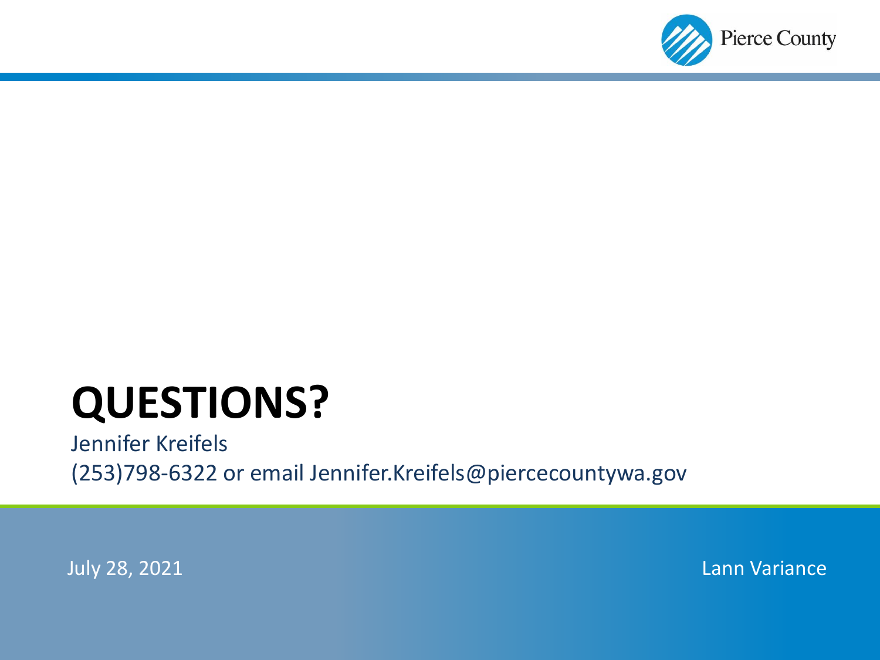# QUESTIONS?

Jennifer Kreifels

(253)798-6322 or email Jennifer.Kreifels@piercecountywa.gov